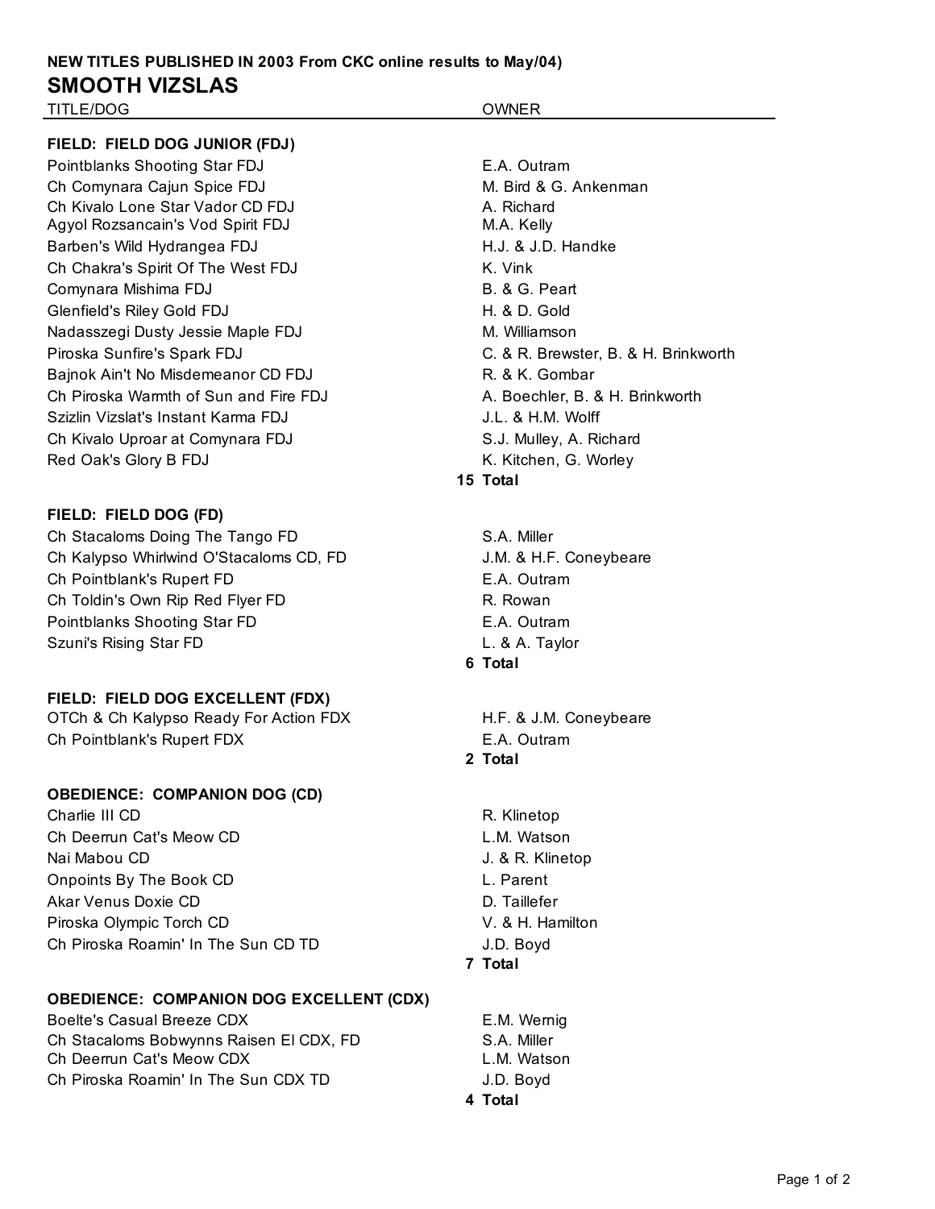**NEW TITLES PUBLISHED IN 2003 From CKC online results to May/04)**

# SMOOTH VIZSLAS

| TITLE/DOG | OWNER |
|---|---|
| **FIELD: FIELD DOG JUNIOR (FDJ)** | |
| Pointblanks Shooting Star FDJ | E.A. Outram |
| Ch Comynara Cajun Spice FDJ | M. Bird & G. Ankenman |
| Ch Kivalo Lone Star Vador CD FDJ | A. Richard |
| Agyol Rozsancain's Vod Spirit FDJ | M.A. Kelly |
| Barben's Wild Hydrangea FDJ | H.J. & J.D. Handke |
| Ch Chakra's Spirit Of The West FDJ | K. Vink |
| Comynara Mishima FDJ | B. & G. Peart |
| Glenfield's Riley Gold FDJ | H. & D. Gold |
| Nadasszegi Dusty Jessie Maple FDJ | M. Williamson |
| Piroska Sunfire's Spark FDJ | C. & R. Brewster, B. & H. Brinkworth |
| Bajnok Ain't No Misdemeanor CD FDJ | R. & K. Gombar |
| Ch Piroska Warmth of Sun and Fire FDJ | A. Boechler, B. & H. Brinkworth |
| Szizlin Vizslat's Instant Karma FDJ | J.L. & H.M. Wolff |
| Ch Kivalo Uproar at Comynara FDJ | S.J. Mulley, A. Richard |
| Red Oak's Glory B FDJ | K. Kitchen, G. Worley |
| | **15 Total** |
| **FIELD: FIELD DOG (FD)** | |
| Ch Stacaloms Doing The Tango FD | S.A. Miller |
| Ch Kalypso Whirlwind O'Stacaloms CD, FD | J.M. & H.F. Coneybeare |
| Ch Pointblank's Rupert FD | E.A. Outram |
| Ch Toldin's Own Rip Red Flyer FD | R. Rowan |
| Pointblanks Shooting Star FD | E.A. Outram |
| Szuni's Rising Star FD | L. & A. Taylor |
| | **6 Total** |
| **FIELD: FIELD DOG EXCELLENT (FDX)** | |
| OTCh & Ch Kalypso Ready For Action FDX | H.F. & J.M. Coneybeare |
| Ch Pointblank's Rupert FDX | E.A. Outram |
| | **2 Total** |
| **OBEDIENCE: COMPANION DOG (CD)** | |
| Charlie III CD | R. Klinetop |
| Ch Deerrun Cat's Meow CD | L.M. Watson |
| Nai Mabou CD | J. & R. Klinetop |
| Onpoints By The Book CD | L. Parent |
| Akar Venus Doxie CD | D. Taillefer |
| Piroska Olympic Torch CD | V. & H. Hamilton |
| Ch Piroska Roamin' In The Sun CD TD | J.D. Boyd |
| | **7 Total** |
| **OBEDIENCE: COMPANION DOG EXCELLENT (CDX)** | |
| Boelte's Casual Breeze CDX | E.M. Wernig |
| Ch Stacaloms Bobwynns Raisen El CDX, FD | S.A. Miller |
| Ch Deerrun Cat's Meow CDX | L.M. Watson |
| Ch Piroska Roamin' In The Sun CDX TD | J.D. Boyd |
| | **4 Total** |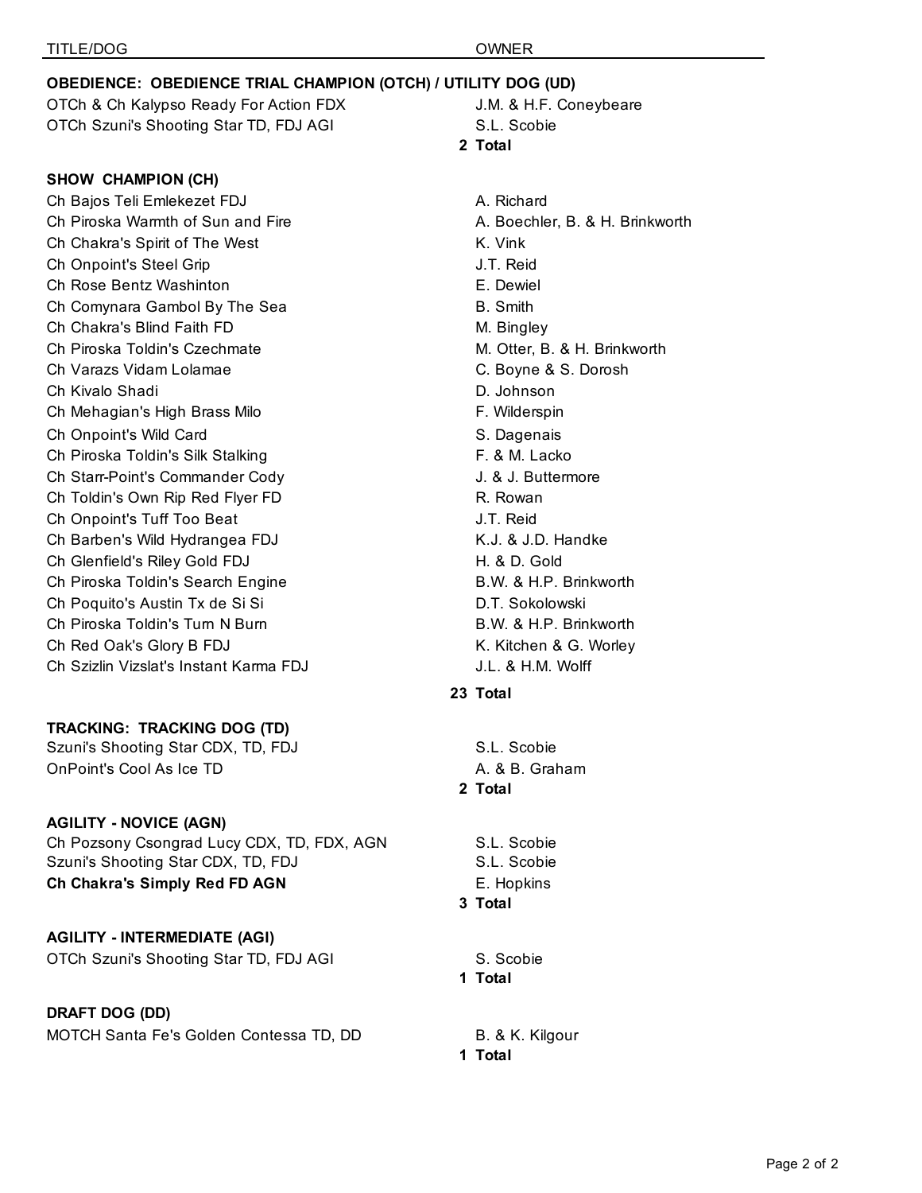| TITLE/DOG | OWNER |
|---|---|
| **OBEDIENCE: OBEDIENCE TRIAL CHAMPION (OTCH) / UTILITY DOG (UD)** | |
| OTCh & Ch Kalypso Ready For Action FDX | J.M. & H.F. Coneybeare |
| OTCh Szuni's Shooting Star TD, FDJ AGI | S.L. Scobie |
| | **2 Total** |
| **SHOW CHAMPION (CH)** | |
| Ch Bajos Teli Emlekezet FDJ | A. Richard |
| Ch Piroska Warmth of Sun and Fire | A. Boechler, B. & H. Brinkworth |
| Ch Chakra's Spirit of The West | K. Vink |
| Ch Onpoint's Steel Grip | J.T. Reid |
| Ch Rose Bentz Washinton | E. Dewiel |
| Ch Comynara Gambol By The Sea | B. Smith |
| Ch Chakra's Blind Faith FD | M. Bingley |
| Ch Piroska Toldin's Czechmate | M. Otter, B. & H. Brinkworth |
| Ch Varazs Vidam Lolamae | C. Boyne & S. Dorosh |
| Ch Kivalo Shadi | D. Johnson |
| Ch Mehagian's High Brass Milo | F. Wilderspin |
| Ch Onpoint's Wild Card | S. Dagenais |
| Ch Piroska Toldin's Silk Stalking | F. & M. Lacko |
| Ch Starr-Point's Commander Cody | J. & J. Buttermore |
| Ch Toldin's Own Rip Red Flyer FD | R. Rowan |
| Ch Onpoint's Tuff Too Beat | J.T. Reid |
| Ch Barben's Wild Hydrangea FDJ | K.J. & J.D. Handke |
| Ch Glenfield's Riley Gold FDJ | H. & D. Gold |
| Ch Piroska Toldin's Search Engine | B.W. & H.P. Brinkworth |
| Ch Poquito's Austin Tx de Si Si | D.T. Sokolowski |
| Ch Piroska Toldin's Turn N Burn | B.W. & H.P. Brinkworth |
| Ch Red Oak's Glory B FDJ | K. Kitchen & G. Worley |
| Ch Szizlin Vizslat's Instant Karma FDJ | J.L. & H.M. Wolff |
| | **23 Total** |
| **TRACKING: TRACKING DOG (TD)** | |
| Szuni's Shooting Star CDX, TD, FDJ | S.L. Scobie |
| OnPoint's Cool As Ice TD | A. & B. Graham |
| | **2 Total** |
| **AGILITY - NOVICE (AGN)** | |
| Ch Pozsony Csongrad Lucy CDX, TD, FDX, AGN | S.L. Scobie |
| Szuni's Shooting Star CDX, TD, FDJ | S.L. Scobie |
| **Ch Chakra's Simply Red FD AGN** | E. Hopkins |
| | **3 Total** |
| **AGILITY - INTERMEDIATE (AGI)** | |
| OTCh Szuni's Shooting Star TD, FDJ AGI | S. Scobie |
| | **1 Total** |
| **DRAFT DOG (DD)** | |
| MOTCH Santa Fe's Golden Contessa TD, DD | B. & K. Kilgour |
| | **1 Total** |